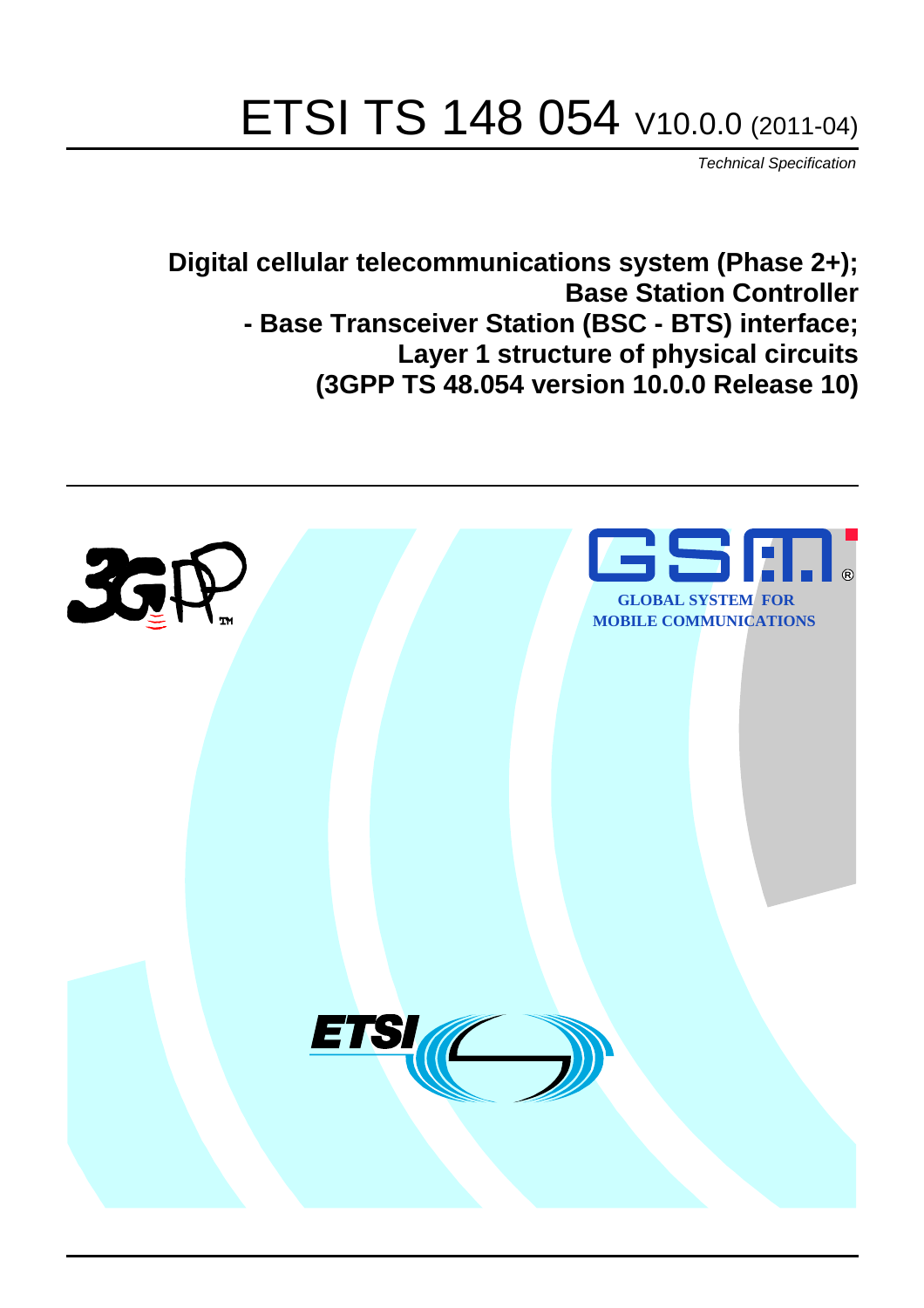# ETSI TS 148 054 V10.0.0 (2011-04)

*Technical Specification*

**Digital cellular telecommunications system (Phase 2+);
Base Station Controller
- Base Transceiver Station (BSC - BTS) interface;
Layer 1 structure of physical circuits
(3GPP TS 48.054 version 10.0.0 Release 10)**

GLOBAL SYSTEM FOR MOBILE COMMUNICATIONS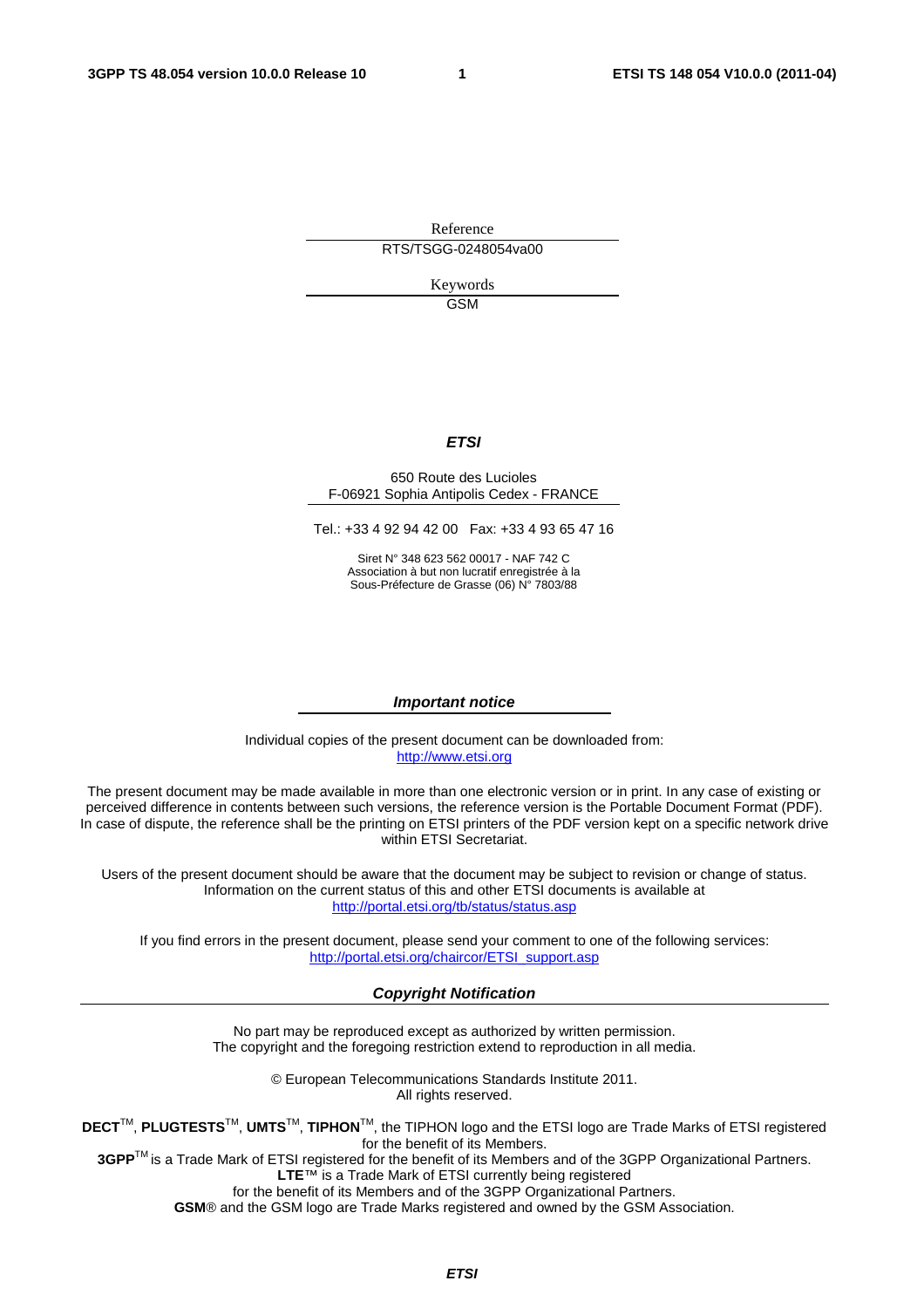Reference

RTS/TSGG-0248054va00

Keywords

GSM

***ETSI***

650 Route des Lucioles
F-06921 Sophia Antipolis Cedex - FRANCE

Tel.: +33 4 92 94 42 00 Fax: +33 4 93 65 47 16

Siret N° 348 623 562 00017 - NAF 742 C
Association à but non lucratif enregistrée à la
Sous-Préfecture de Grasse (06) N° 7803/88

***Important notice***

Individual copies of the present document can be downloaded from:
http://www.etsi.org

The present document may be made available in more than one electronic version or in print. In any case of existing or perceived difference in contents between such versions, the reference version is the Portable Document Format (PDF). In case of dispute, the reference shall be the printing on ETSI printers of the PDF version kept on a specific network drive within ETSI Secretariat.

Users of the present document should be aware that the document may be subject to revision or change of status. Information on the current status of this and other ETSI documents is available at
http://portal.etsi.org/tb/status/status.asp

If you find errors in the present document, please send your comment to one of the following services:
http://portal.etsi.org/chaircor/ETSI_support.asp

***Copyright Notification***

No part may be reproduced except as authorized by written permission.
The copyright and the foregoing restriction extend to reproduction in all media.

© European Telecommunications Standards Institute 2011.
All rights reserved.

**DECT**™, **PLUGTESTS**™, **UMTS**™, **TIPHON**™, the TIPHON logo and the ETSI logo are Trade Marks of ETSI registered for the benefit of its Members.
**3GPP**™ is a Trade Mark of ETSI registered for the benefit of its Members and of the 3GPP Organizational Partners.
**LTE**™ is a Trade Mark of ETSI currently being registered
for the benefit of its Members and of the 3GPP Organizational Partners.
**GSM**® and the GSM logo are Trade Marks registered and owned by the GSM Association.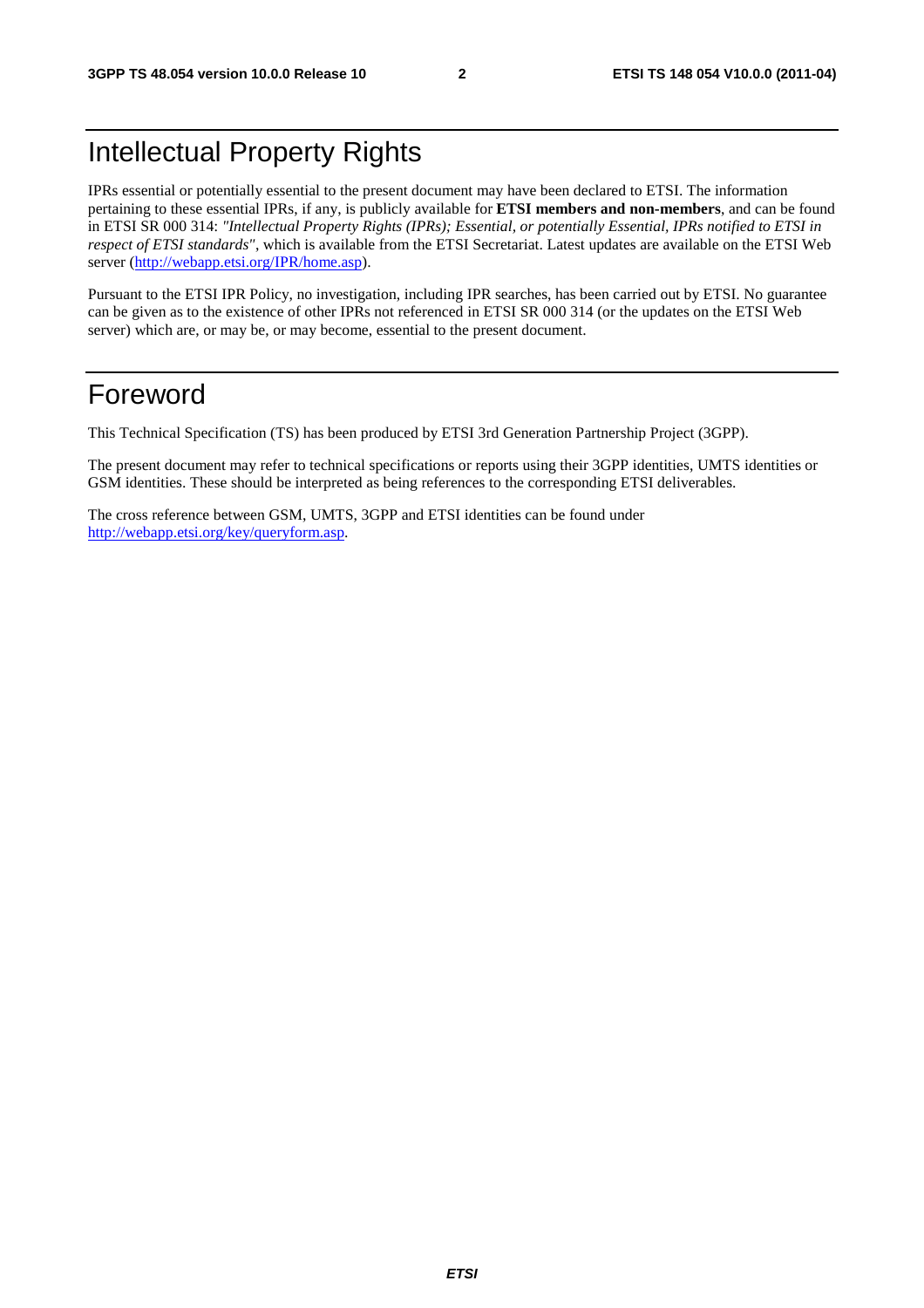# Intellectual Property Rights

IPRs essential or potentially essential to the present document may have been declared to ETSI. The information pertaining to these essential IPRs, if any, is publicly available for **ETSI members and non-members**, and can be found in ETSI SR 000 314: *"Intellectual Property Rights (IPRs); Essential, or potentially Essential, IPRs notified to ETSI in respect of ETSI standards"*, which is available from the ETSI Secretariat. Latest updates are available on the ETSI Web server (http://webapp.etsi.org/IPR/home.asp).

Pursuant to the ETSI IPR Policy, no investigation, including IPR searches, has been carried out by ETSI. No guarantee can be given as to the existence of other IPRs not referenced in ETSI SR 000 314 (or the updates on the ETSI Web server) which are, or may be, or may become, essential to the present document.

# Foreword

This Technical Specification (TS) has been produced by ETSI 3rd Generation Partnership Project (3GPP).

The present document may refer to technical specifications or reports using their 3GPP identities, UMTS identities or GSM identities. These should be interpreted as being references to the corresponding ETSI deliverables.

The cross reference between GSM, UMTS, 3GPP and ETSI identities can be found under http://webapp.etsi.org/key/queryform.asp.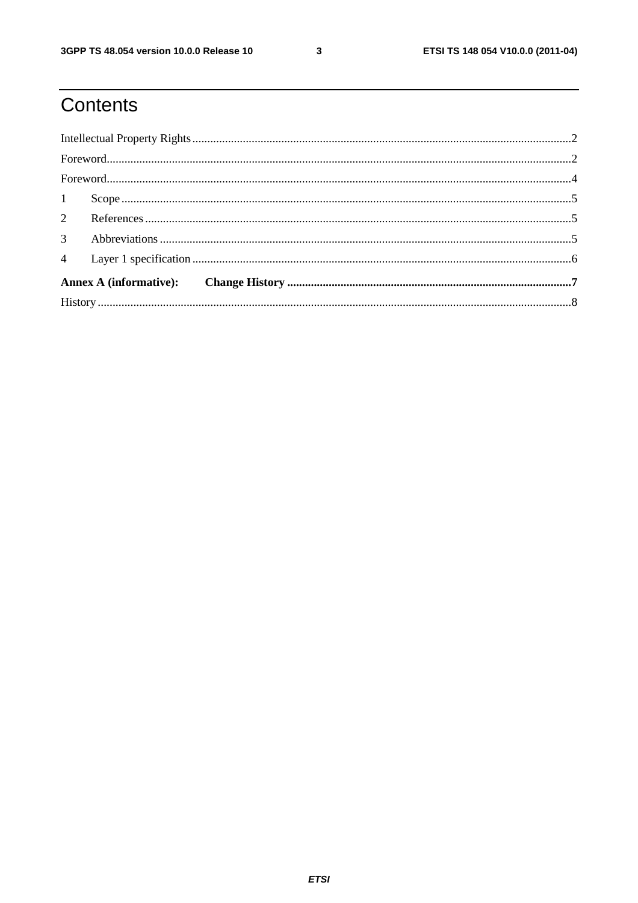# Contents

Intellectual Property Rights ....................................................2

Foreword....................................................2

Foreword....................................................4

1 Scope ....................................................5

2 References ....................................................5

3 Abbreviations ....................................................5

4 Layer 1 specification ....................................................6

**Annex A (informative): Change History ....................................................7**

History ....................................................8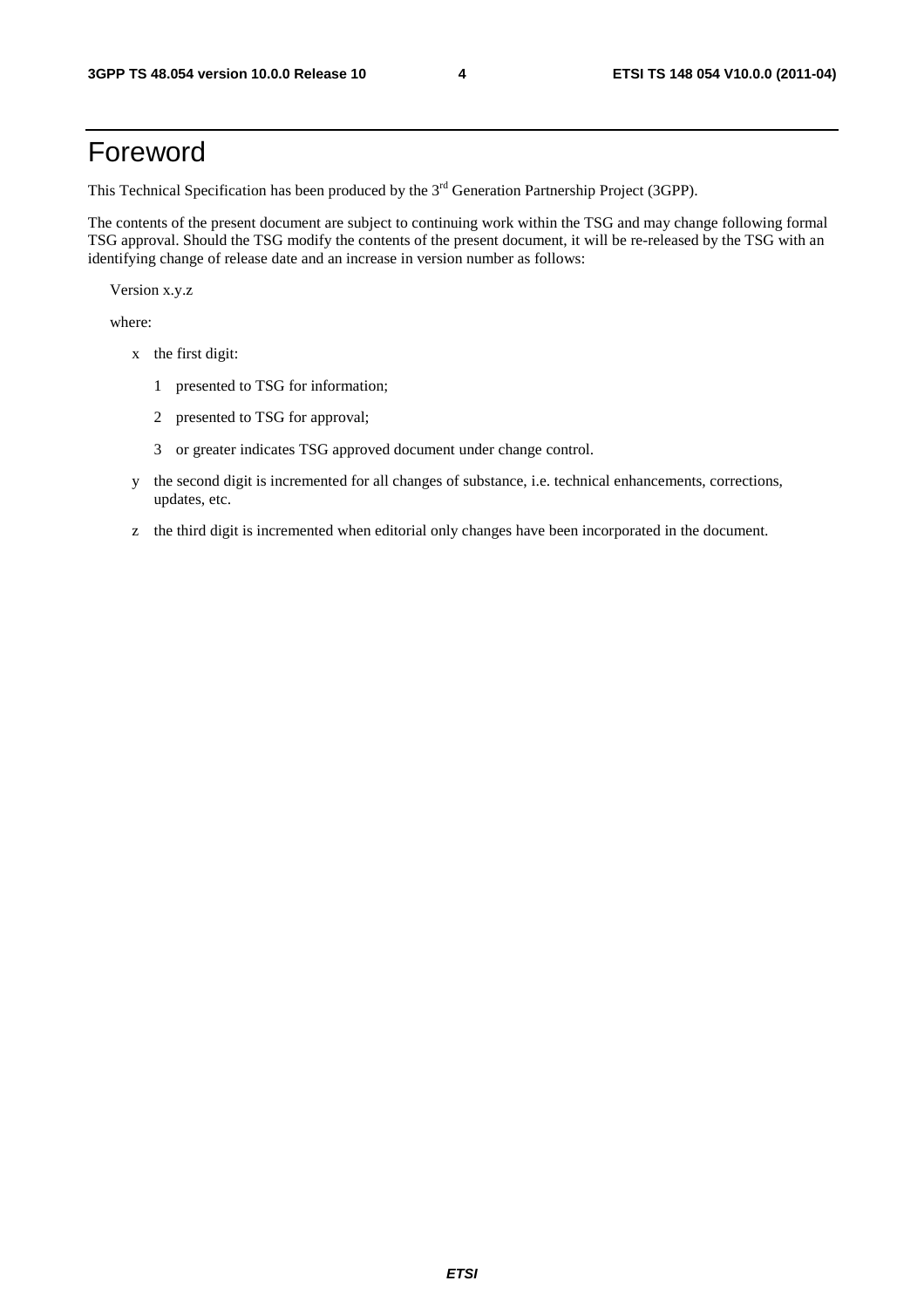# Foreword

This Technical Specification has been produced by the 3rd Generation Partnership Project (3GPP).

The contents of the present document are subject to continuing work within the TSG and may change following formal TSG approval. Should the TSG modify the contents of the present document, it will be re-released by the TSG with an identifying change of release date and an increase in version number as follows:

Version x.y.z

where:

- x the first digit:
  - 1 presented to TSG for information;
  - 2 presented to TSG for approval;
  - 3 or greater indicates TSG approved document under change control.
- y the second digit is incremented for all changes of substance, i.e. technical enhancements, corrections, updates, etc.
- z the third digit is incremented when editorial only changes have been incorporated in the document.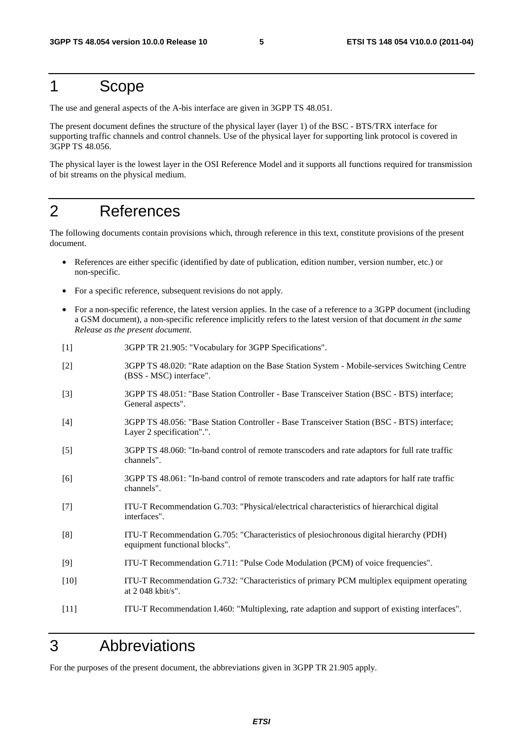# 1 Scope

The use and general aspects of the A-bis interface are given in 3GPP TS 48.051.

The present document defines the structure of the physical layer (layer 1) of the BSC - BTS/TRX interface for supporting traffic channels and control channels. Use of the physical layer for supporting link protocol is covered in 3GPP TS 48.056.

The physical layer is the lowest layer in the OSI Reference Model and it supports all functions required for transmission of bit streams on the physical medium.

# 2 References

The following documents contain provisions which, through reference in this text, constitute provisions of the present document.

- References are either specific (identified by date of publication, edition number, version number, etc.) or non-specific.
- For a specific reference, subsequent revisions do not apply.
- For a non-specific reference, the latest version applies. In the case of a reference to a 3GPP document (including a GSM document), a non-specific reference implicitly refers to the latest version of that document *in the same Release as the present document*.

[1] 3GPP TR 21.905: "Vocabulary for 3GPP Specifications".

[2] 3GPP TS 48.020: "Rate adaption on the Base Station System - Mobile-services Switching Centre (BSS - MSC) interface".

[3] 3GPP TS 48.051: "Base Station Controller - Base Transceiver Station (BSC - BTS) interface; General aspects".

[4] 3GPP TS 48.056: "Base Station Controller - Base Transceiver Station (BSC - BTS) interface; Layer 2 specification".".

[5] 3GPP TS 48.060: "In-band control of remote transcoders and rate adaptors for full rate traffic channels".

[6] 3GPP TS 48.061: "In-band control of remote transcoders and rate adaptors for half rate traffic channels".

[7] ITU-T Recommendation G.703: "Physical/electrical characteristics of hierarchical digital interfaces".

[8] ITU-T Recommendation G.705: "Characteristics of plesiochronous digital hierarchy (PDH) equipment functional blocks".

[9] ITU-T Recommendation G.711: "Pulse Code Modulation (PCM) of voice frequencies".

[10] ITU-T Recommendation G.732: "Characteristics of primary PCM multiplex equipment operating at 2 048 kbit/s".

[11] ITU-T Recommendation I.460: "Multiplexing, rate adaption and support of existing interfaces".

# 3 Abbreviations

For the purposes of the present document, the abbreviations given in 3GPP TR 21.905 apply.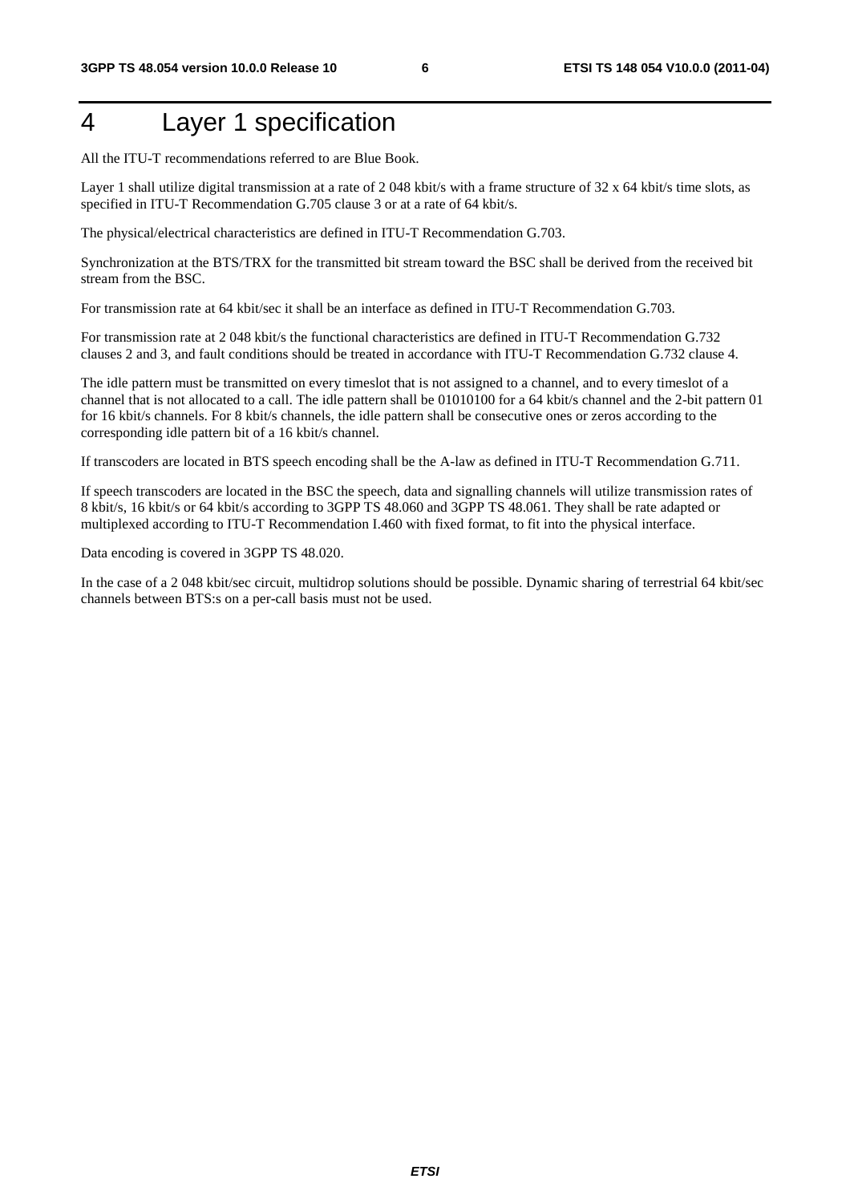# 4 Layer 1 specification

All the ITU-T recommendations referred to are Blue Book.

Layer 1 shall utilize digital transmission at a rate of 2 048 kbit/s with a frame structure of 32 x 64 kbit/s time slots, as specified in ITU-T Recommendation G.705 clause 3 or at a rate of 64 kbit/s.

The physical/electrical characteristics are defined in ITU-T Recommendation G.703.

Synchronization at the BTS/TRX for the transmitted bit stream toward the BSC shall be derived from the received bit stream from the BSC.

For transmission rate at 64 kbit/sec it shall be an interface as defined in ITU-T Recommendation G.703.

For transmission rate at 2 048 kbit/s the functional characteristics are defined in ITU-T Recommendation G.732 clauses 2 and 3, and fault conditions should be treated in accordance with ITU-T Recommendation G.732 clause 4.

The idle pattern must be transmitted on every timeslot that is not assigned to a channel, and to every timeslot of a channel that is not allocated to a call. The idle pattern shall be 01010100 for a 64 kbit/s channel and the 2-bit pattern 01 for 16 kbit/s channels. For 8 kbit/s channels, the idle pattern shall be consecutive ones or zeros according to the corresponding idle pattern bit of a 16 kbit/s channel.

If transcoders are located in BTS speech encoding shall be the A-law as defined in ITU-T Recommendation G.711.

If speech transcoders are located in the BSC the speech, data and signalling channels will utilize transmission rates of 8 kbit/s, 16 kbit/s or 64 kbit/s according to 3GPP TS 48.060 and 3GPP TS 48.061. They shall be rate adapted or multiplexed according to ITU-T Recommendation I.460 with fixed format, to fit into the physical interface.

Data encoding is covered in 3GPP TS 48.020.

In the case of a 2 048 kbit/sec circuit, multidrop solutions should be possible. Dynamic sharing of terrestrial 64 kbit/sec channels between BTS:s on a per-call basis must not be used.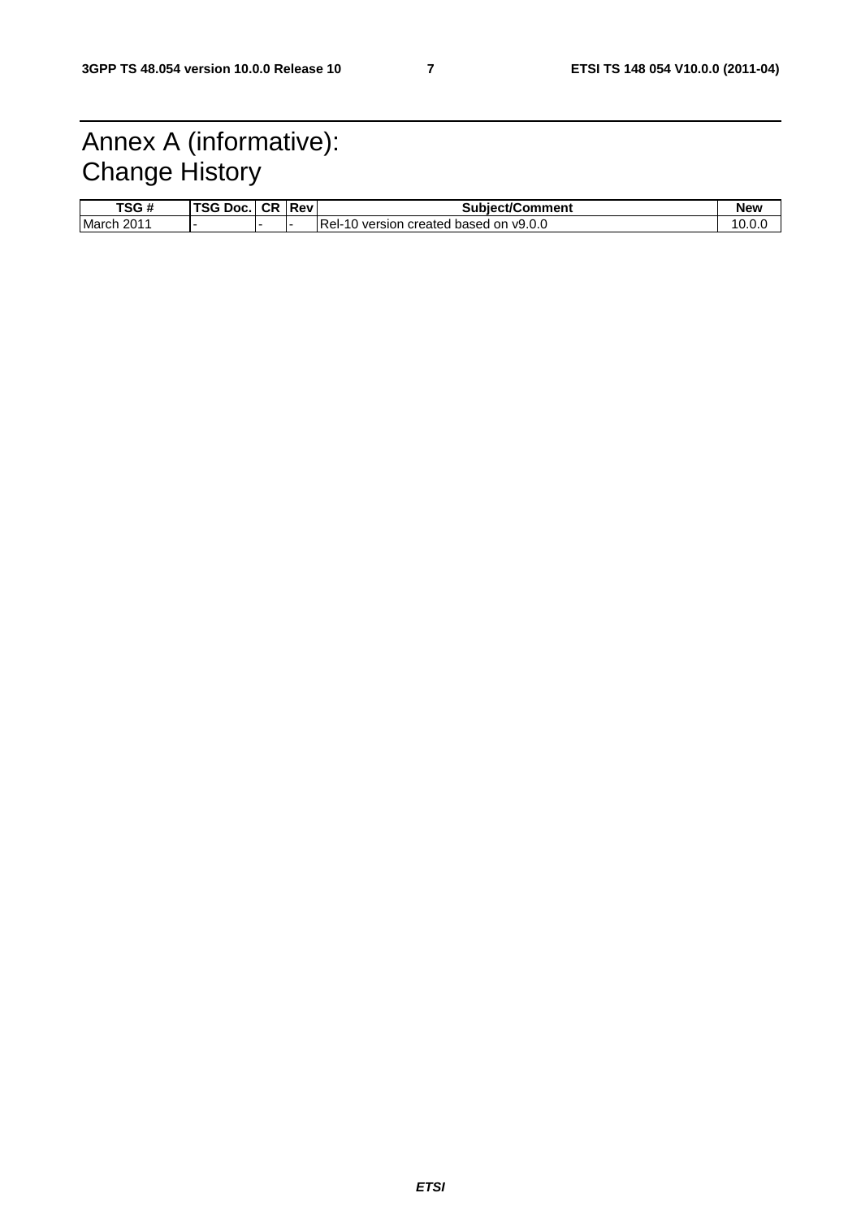# Annex A (informative): Change History

| TSG # | TSG Doc. | CR | Rev | Subject/Comment | New |
|---|---|---|---|---|---|
| March 2011 | - | - | - | Rel-10 version created based on v9.0.0 | 10.0.0 |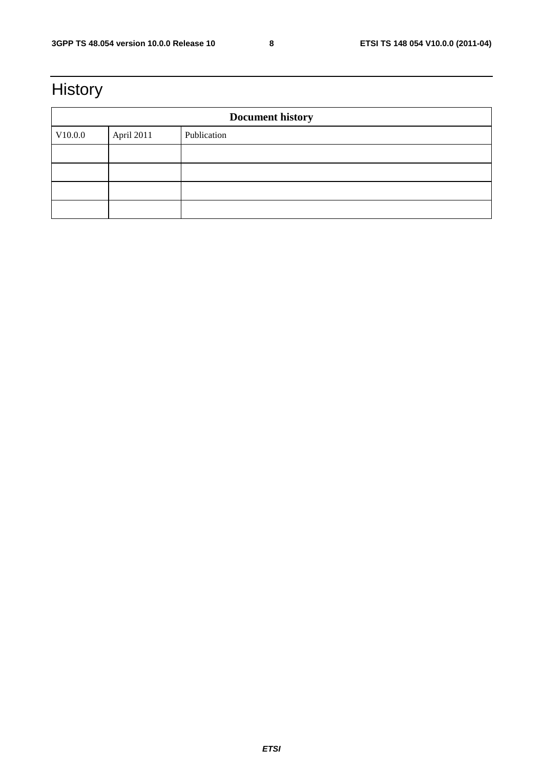# History

| Document history | | |
|---|---|---|
| V10.0.0 | April 2011 | Publication |
| | | |
| | | |
| | | |
| | | |